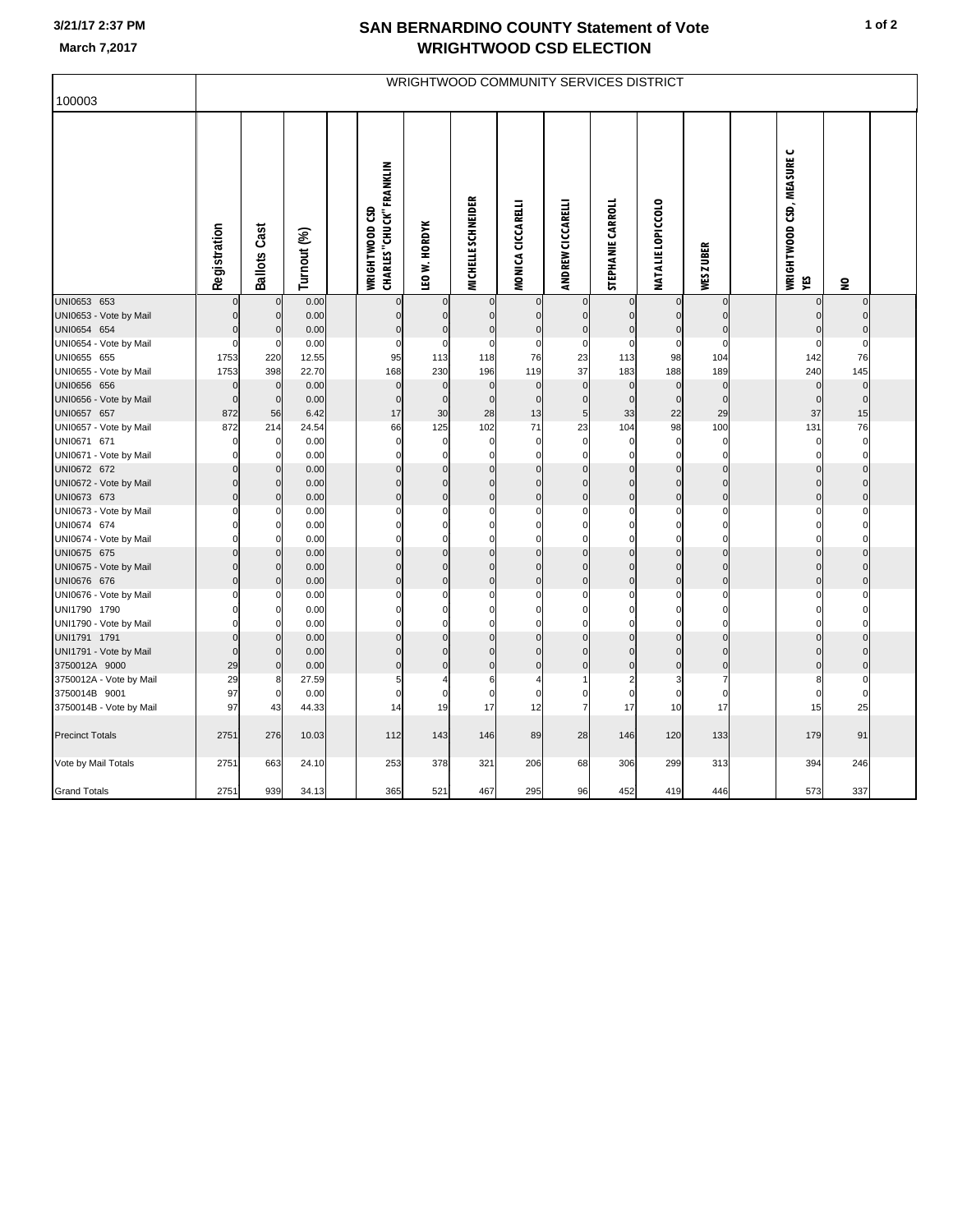3/21/17 2:37 PM

March 7,2017

# SAN BERNARDINO COUNTY Statement of Vote
# WRIGHTWOOD CSD ELECTION

| 100003 | WRIGHTWOOD COMMUNITY SERVICES DISTRICT | | | | | | | | | | | | | | | |
|---|---|---|---|---|---|---|---|---|---|---|---|---|---|---|---|---|
| | Registration | Ballots Cast | Turnout (%) | | WRIGHTWOOD CSD CHARLES "CHUCK" FRANKLIN | LEO W. HORDYK | MICHELLE SCHNEIDER | MONICA CICCARELLI | ANDREW CICCARELLI | STEPHANIE CARROLL | NATALIE LOPICCOLO | WES ZUBER | | WRIGHTWOOD CSD, MEASURE C YES | NO | |
| UNI0653 653 | 0 | 0 | 0.00 | | 0 | 0 | 0 | 0 | 0 | 0 | 0 | 0 | | 0 | 0 | |
| UNI0653 - Vote by Mail | 0 | 0 | 0.00 | | 0 | 0 | 0 | 0 | 0 | 0 | 0 | 0 | | 0 | 0 | |
| UNI0654 654 | 0 | 0 | 0.00 | | 0 | 0 | 0 | 0 | 0 | 0 | 0 | 0 | | 0 | 0 | |
| UNI0654 - Vote by Mail | 0 | 0 | 0.00 | | 0 | 0 | 0 | 0 | 0 | 0 | 0 | 0 | | 0 | 0 | |
| UNI0655 655 | 1753 | 220 | 12.55 | | 95 | 113 | 118 | 76 | 23 | 113 | 98 | 104 | | 142 | 76 | |
| UNI0655 - Vote by Mail | 1753 | 398 | 22.70 | | 168 | 230 | 196 | 119 | 37 | 183 | 188 | 189 | | 240 | 145 | |
| UNI0656 656 | 0 | 0 | 0.00 | | 0 | 0 | 0 | 0 | 0 | 0 | 0 | 0 | | 0 | 0 | |
| UNI0656 - Vote by Mail | 0 | 0 | 0.00 | | 0 | 0 | 0 | 0 | 0 | 0 | 0 | 0 | | 0 | 0 | |
| UNI0657 657 | 872 | 56 | 6.42 | | 17 | 30 | 28 | 13 | 5 | 33 | 22 | 29 | | 37 | 15 | |
| UNI0657 - Vote by Mail | 872 | 214 | 24.54 | | 66 | 125 | 102 | 71 | 23 | 104 | 98 | 100 | | 131 | 76 | |
| UNI0671 671 | 0 | 0 | 0.00 | | 0 | 0 | 0 | 0 | 0 | 0 | 0 | 0 | | 0 | 0 | |
| UNI0671 - Vote by Mail | 0 | 0 | 0.00 | | 0 | 0 | 0 | 0 | 0 | 0 | 0 | 0 | | 0 | 0 | |
| UNI0672 672 | 0 | 0 | 0.00 | | 0 | 0 | 0 | 0 | 0 | 0 | 0 | 0 | | 0 | 0 | |
| UNI0672 - Vote by Mail | 0 | 0 | 0.00 | | 0 | 0 | 0 | 0 | 0 | 0 | 0 | 0 | | 0 | 0 | |
| UNI0673 673 | 0 | 0 | 0.00 | | 0 | 0 | 0 | 0 | 0 | 0 | 0 | 0 | | 0 | 0 | |
| UNI0673 - Vote by Mail | 0 | 0 | 0.00 | | 0 | 0 | 0 | 0 | 0 | 0 | 0 | 0 | | 0 | 0 | |
| UNI0674 674 | 0 | 0 | 0.00 | | 0 | 0 | 0 | 0 | 0 | 0 | 0 | 0 | | 0 | 0 | |
| UNI0674 - Vote by Mail | 0 | 0 | 0.00 | | 0 | 0 | 0 | 0 | 0 | 0 | 0 | 0 | | 0 | 0 | |
| UNI0675 675 | 0 | 0 | 0.00 | | 0 | 0 | 0 | 0 | 0 | 0 | 0 | 0 | | 0 | 0 | |
| UNI0675 - Vote by Mail | 0 | 0 | 0.00 | | 0 | 0 | 0 | 0 | 0 | 0 | 0 | 0 | | 0 | 0 | |
| UNI0676 676 | 0 | 0 | 0.00 | | 0 | 0 | 0 | 0 | 0 | 0 | 0 | 0 | | 0 | 0 | |
| UNI0676 - Vote by Mail | 0 | 0 | 0.00 | | 0 | 0 | 0 | 0 | 0 | 0 | 0 | 0 | | 0 | 0 | |
| UNI1790 1790 | 0 | 0 | 0.00 | | 0 | 0 | 0 | 0 | 0 | 0 | 0 | 0 | | 0 | 0 | |
| UNI1790 - Vote by Mail | 0 | 0 | 0.00 | | 0 | 0 | 0 | 0 | 0 | 0 | 0 | 0 | | 0 | 0 | |
| UNI1791 1791 | 0 | 0 | 0.00 | | 0 | 0 | 0 | 0 | 0 | 0 | 0 | 0 | | 0 | 0 | |
| UNI1791 - Vote by Mail | 0 | 0 | 0.00 | | 0 | 0 | 0 | 0 | 0 | 0 | 0 | 0 | | 0 | 0 | |
| 3750012A 9000 | 29 | 0 | 0.00 | | 0 | 0 | 0 | 0 | 0 | 0 | 0 | 0 | | 0 | 0 | |
| 3750012A - Vote by Mail | 29 | 8 | 27.59 | | 5 | 4 | 6 | 4 | 1 | 2 | 3 | 7 | | 8 | 0 | |
| 3750014B 9001 | 97 | 0 | 0.00 | | 0 | 0 | 0 | 0 | 0 | 0 | 0 | 0 | | 0 | 0 | |
| 3750014B - Vote by Mail | 97 | 43 | 44.33 | | 14 | 19 | 17 | 12 | 7 | 17 | 10 | 17 | | 15 | 25 | |
| Precinct Totals | 2751 | 276 | 10.03 | | 112 | 143 | 146 | 89 | 28 | 146 | 120 | 133 | | 179 | 91 | |
| Vote by Mail Totals | 2751 | 663 | 24.10 | | 253 | 378 | 321 | 206 | 68 | 306 | 299 | 313 | | 394 | 246 | |
| Grand Totals | 2751 | 939 | 34.13 | | 365 | 521 | 467 | 295 | 96 | 452 | 419 | 446 | | 573 | 337 | |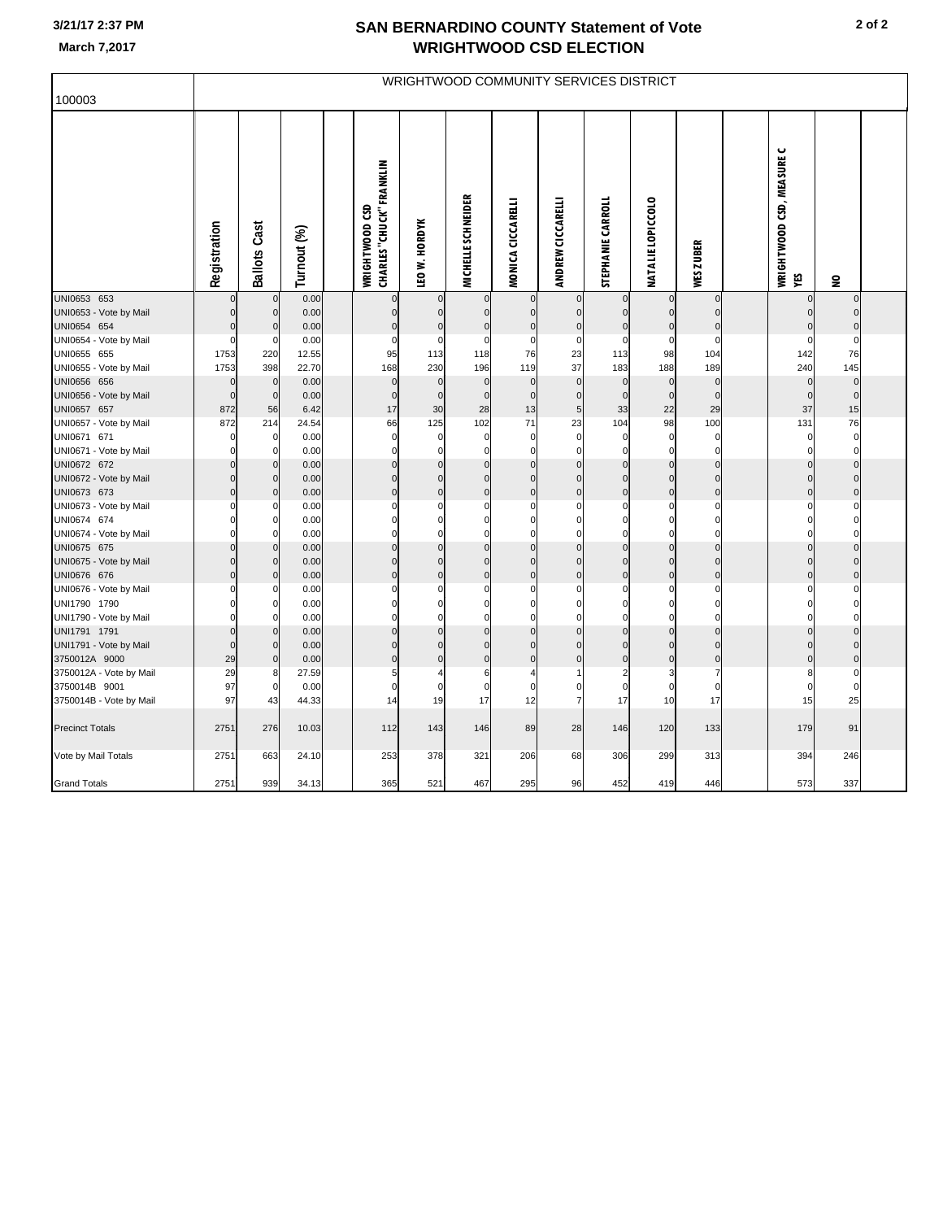3/21/17 2:37 PM

March 7,2017

# SAN BERNARDINO COUNTY Statement of Vote
# WRIGHTWOOD CSD ELECTION

| 100003 | WRIGHTWOOD COMMUNITY SERVICES DISTRICT | | | | | | | | | | | | | |
|---|---|---|---|---|---|---|---|---|---|---|---|---|---|---|
| | Registration | Ballots Cast | Turnout (%) | | WRIGHTWOOD CSD CHARLES "CHUCK" FRANKLIN | LEO W. HORDYK | MICHELLE SCHNEIDER | MONICA CICCARELLI | ANDREW CICCARELLI | STEPHANIE CARROLL | NATALIE LOPICCOLO | WES ZUBER | | WRIGHTWOOD CSD, MEASURE C YES | NO |
| UNI0653 653 | 0 | 0 | 0.00 | | 0 | 0 | 0 | 0 | 0 | 0 | 0 | 0 | | 0 | 0 |
| UNI0653 - Vote by Mail | 0 | 0 | 0.00 | | 0 | 0 | 0 | 0 | 0 | 0 | 0 | 0 | | 0 | 0 |
| UNI0654 654 | 0 | 0 | 0.00 | | 0 | 0 | 0 | 0 | 0 | 0 | 0 | 0 | | 0 | 0 |
| UNI0654 - Vote by Mail | 0 | 0 | 0.00 | | 0 | 0 | 0 | 0 | 0 | 0 | 0 | 0 | | 0 | 0 |
| UNI0655 655 | 1753 | 220 | 12.55 | | 95 | 113 | 118 | 76 | 23 | 113 | 98 | 104 | | 142 | 76 |
| UNI0655 - Vote by Mail | 1753 | 398 | 22.70 | | 168 | 230 | 196 | 119 | 37 | 183 | 188 | 189 | | 240 | 145 |
| UNI0656 656 | 0 | 0 | 0.00 | | 0 | 0 | 0 | 0 | 0 | 0 | 0 | 0 | | 0 | 0 |
| UNI0656 - Vote by Mail | 0 | 0 | 0.00 | | 0 | 0 | 0 | 0 | 0 | 0 | 0 | 0 | | 0 | 0 |
| UNI0657 657 | 872 | 56 | 6.42 | | 17 | 30 | 28 | 13 | 5 | 33 | 22 | 29 | | 37 | 15 |
| UNI0657 - Vote by Mail | 872 | 214 | 24.54 | | 66 | 125 | 102 | 71 | 23 | 104 | 98 | 100 | | 131 | 76 |
| UNI0671 671 | 0 | 0 | 0.00 | | 0 | 0 | 0 | 0 | 0 | 0 | 0 | 0 | | 0 | 0 |
| UNI0671 - Vote by Mail | 0 | 0 | 0.00 | | 0 | 0 | 0 | 0 | 0 | 0 | 0 | 0 | | 0 | 0 |
| UNI0672 672 | 0 | 0 | 0.00 | | 0 | 0 | 0 | 0 | 0 | 0 | 0 | 0 | | 0 | 0 |
| UNI0672 - Vote by Mail | 0 | 0 | 0.00 | | 0 | 0 | 0 | 0 | 0 | 0 | 0 | 0 | | 0 | 0 |
| UNI0673 673 | 0 | 0 | 0.00 | | 0 | 0 | 0 | 0 | 0 | 0 | 0 | 0 | | 0 | 0 |
| UNI0673 - Vote by Mail | 0 | 0 | 0.00 | | 0 | 0 | 0 | 0 | 0 | 0 | 0 | 0 | | 0 | 0 |
| UNI0674 674 | 0 | 0 | 0.00 | | 0 | 0 | 0 | 0 | 0 | 0 | 0 | 0 | | 0 | 0 |
| UNI0674 - Vote by Mail | 0 | 0 | 0.00 | | 0 | 0 | 0 | 0 | 0 | 0 | 0 | 0 | | 0 | 0 |
| UNI0675 675 | 0 | 0 | 0.00 | | 0 | 0 | 0 | 0 | 0 | 0 | 0 | 0 | | 0 | 0 |
| UNI0675 - Vote by Mail | 0 | 0 | 0.00 | | 0 | 0 | 0 | 0 | 0 | 0 | 0 | 0 | | 0 | 0 |
| UNI0676 676 | 0 | 0 | 0.00 | | 0 | 0 | 0 | 0 | 0 | 0 | 0 | 0 | | 0 | 0 |
| UNI0676 - Vote by Mail | 0 | 0 | 0.00 | | 0 | 0 | 0 | 0 | 0 | 0 | 0 | 0 | | 0 | 0 |
| UNI1790 1790 | 0 | 0 | 0.00 | | 0 | 0 | 0 | 0 | 0 | 0 | 0 | 0 | | 0 | 0 |
| UNI1790 - Vote by Mail | 0 | 0 | 0.00 | | 0 | 0 | 0 | 0 | 0 | 0 | 0 | 0 | | 0 | 0 |
| UNI1791 1791 | 0 | 0 | 0.00 | | 0 | 0 | 0 | 0 | 0 | 0 | 0 | 0 | | 0 | 0 |
| UNI1791 - Vote by Mail | 0 | 0 | 0.00 | | 0 | 0 | 0 | 0 | 0 | 0 | 0 | 0 | | 0 | 0 |
| 3750012A 9000 | 29 | 0 | 0.00 | | 0 | 0 | 0 | 0 | 0 | 0 | 0 | 0 | | 0 | 0 |
| 3750012A - Vote by Mail | 29 | 8 | 27.59 | | 5 | 4 | 6 | 4 | 1 | 2 | 3 | 7 | | 8 | 0 |
| 3750014B 9001 | 97 | 0 | 0.00 | | 0 | 0 | 0 | 0 | 0 | 0 | 0 | 0 | | 0 | 0 |
| 3750014B - Vote by Mail | 97 | 43 | 44.33 | | 14 | 19 | 17 | 12 | 7 | 17 | 10 | 17 | | 15 | 25 |
| Precinct Totals | 2751 | 276 | 10.03 | | 112 | 143 | 146 | 89 | 28 | 146 | 120 | 133 | | 179 | 91 |
| Vote by Mail Totals | 2751 | 663 | 24.10 | | 253 | 378 | 321 | 206 | 68 | 306 | 299 | 313 | | 394 | 246 |
| Grand Totals | 2751 | 939 | 34.13 | | 365 | 521 | 467 | 295 | 96 | 452 | 419 | 446 | | 573 | 337 |